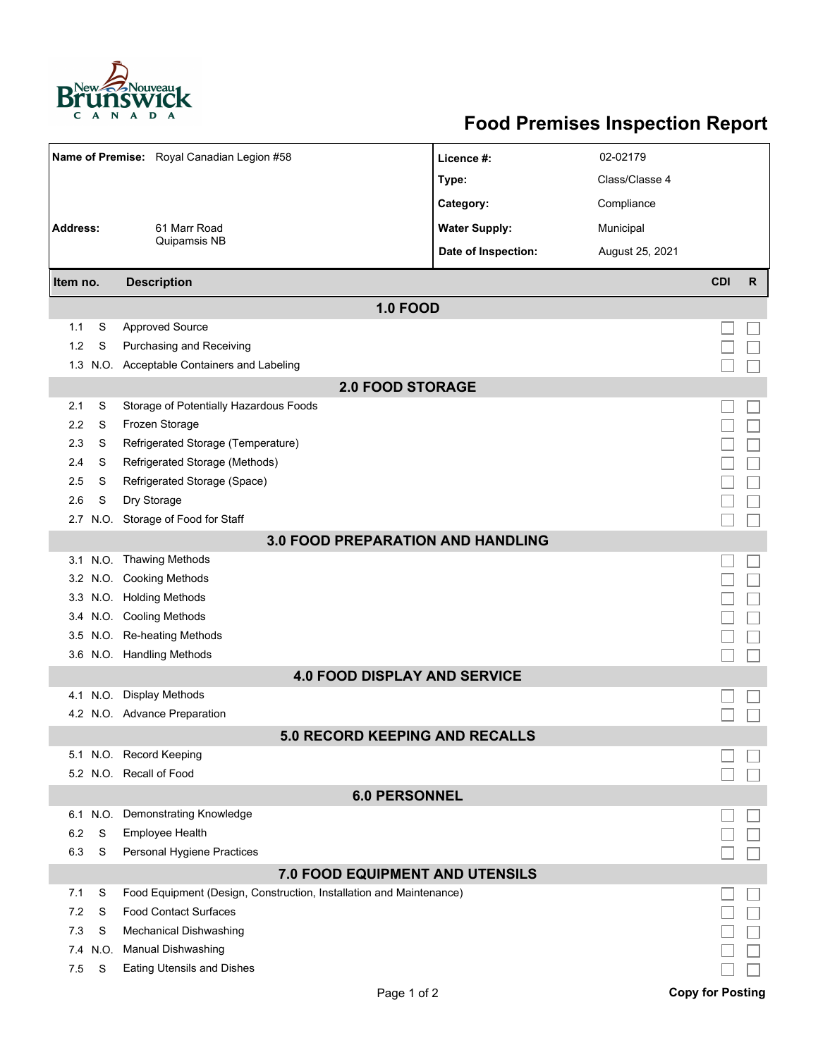# Food Premises Inspection Report

| | | | |
|---|---|---|---|
| **Name of Premise:** | Royal Canadian Legion #58 | **Licence #:** | 02-02179 |
| | | **Type:** | Class/Classe 4 |
| | | **Category:** | Compliance |
| **Address:** | 61 Marr Road<br>Quipamsis NB | **Water Supply:** | Municipal |
| | | **Date of Inspection:** | August 25, 2021 |

| Item no. | | Description | CDI | R |
|---|---|---|---|---|
| | | **1.0 FOOD** | | |
| 1.1 | S | Approved Source | ☐ | ☐ |
| 1.2 | S | Purchasing and Receiving | ☐ | ☐ |
| 1.3 | N.O. | Acceptable Containers and Labeling | ☐ | ☐ |
| | | **2.0 FOOD STORAGE** | | |
| 2.1 | S | Storage of Potentially Hazardous Foods | ☐ | ☐ |
| 2.2 | S | Frozen Storage | ☐ | ☐ |
| 2.3 | S | Refrigerated Storage (Temperature) | ☐ | ☐ |
| 2.4 | S | Refrigerated Storage (Methods) | ☐ | ☐ |
| 2.5 | S | Refrigerated Storage (Space) | ☐ | ☐ |
| 2.6 | S | Dry Storage | ☐ | ☐ |
| 2.7 | N.O. | Storage of Food for Staff | ☐ | ☐ |
| | | **3.0 FOOD PREPARATION AND HANDLING** | | |
| 3.1 | N.O. | Thawing Methods | ☐ | ☐ |
| 3.2 | N.O. | Cooking Methods | ☐ | ☐ |
| 3.3 | N.O. | Holding Methods | ☐ | ☐ |
| 3.4 | N.O. | Cooling Methods | ☐ | ☐ |
| 3.5 | N.O. | Re-heating Methods | ☐ | ☐ |
| 3.6 | N.O. | Handling Methods | ☐ | ☐ |
| | | **4.0 FOOD DISPLAY AND SERVICE** | | |
| 4.1 | N.O. | Display Methods | ☐ | ☐ |
| 4.2 | N.O. | Advance Preparation | ☐ | ☐ |
| | | **5.0 RECORD KEEPING AND RECALLS** | | |
| 5.1 | N.O. | Record Keeping | ☐ | ☐ |
| 5.2 | N.O. | Recall of Food | ☐ | ☐ |
| | | **6.0 PERSONNEL** | | |
| 6.1 | N.O. | Demonstrating Knowledge | ☐ | ☐ |
| 6.2 | S | Employee Health | ☐ | ☐ |
| 6.3 | S | Personal Hygiene Practices | ☐ | ☐ |
| | | **7.0 FOOD EQUIPMENT AND UTENSILS** | | |
| 7.1 | S | Food Equipment (Design, Construction, Installation and Maintenance) | ☐ | ☐ |
| 7.2 | S | Food Contact Surfaces | ☐ | ☐ |
| 7.3 | S | Mechanical Dishwashing | ☐ | ☐ |
| 7.4 | N.O. | Manual Dishwashing | ☐ | ☐ |
| 7.5 | S | Eating Utensils and Dishes | ☐ | ☐ |

**Copy for Posting**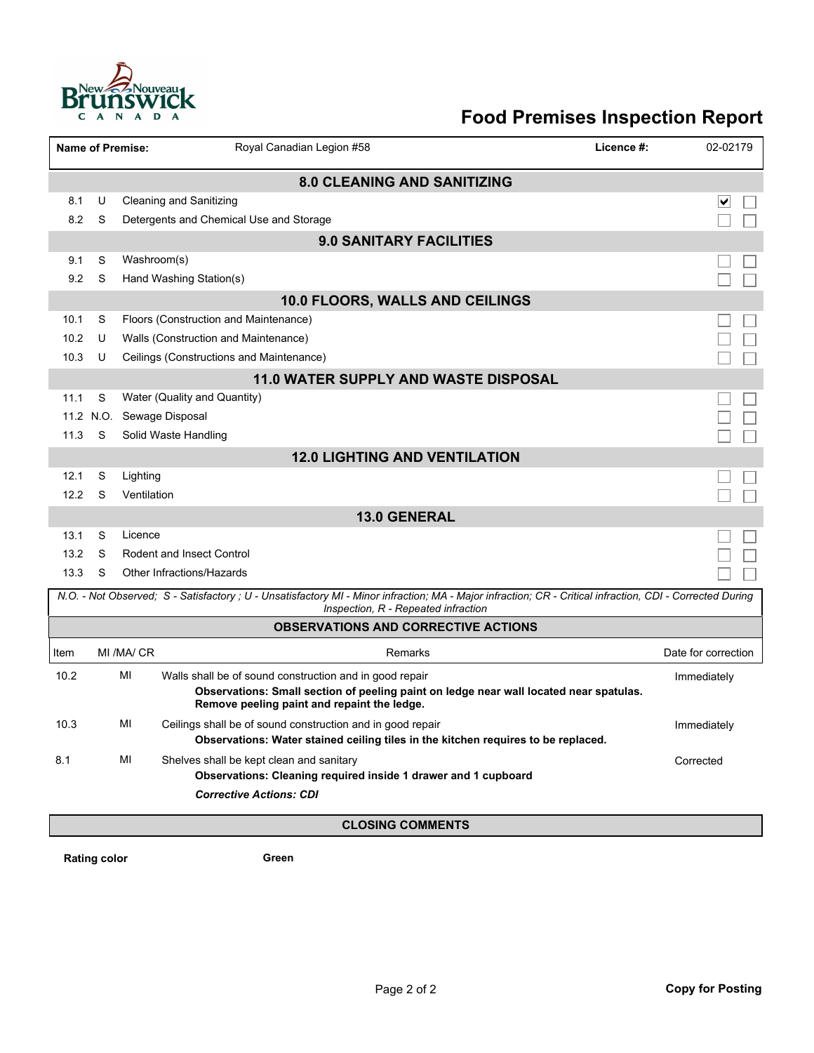# Food Premises Inspection Report

| Name of Premise: | Royal Canadian Legion #58 | Licence #: | 02-02179 |
|---|---|---|---|

## 8.0 CLEANING AND SANITIZING

| | | | | |
|---|---|---|---|---|
| 8.1 | U | Cleaning and Sanitizing | ☑ | ☐ |
| 8.2 | S | Detergents and Chemical Use and Storage | ☐ | ☐ |

## 9.0 SANITARY FACILITIES

| | | | | |
|---|---|---|---|---|
| 9.1 | S | Washroom(s) | ☐ | ☐ |
| 9.2 | S | Hand Washing Station(s) | ☐ | ☐ |

## 10.0 FLOORS, WALLS AND CEILINGS

| | | | | |
|---|---|---|---|---|
| 10.1 | S | Floors (Construction and Maintenance) | ☐ | ☐ |
| 10.2 | U | Walls (Construction and Maintenance) | ☐ | ☐ |
| 10.3 | U | Ceilings (Constructions and Maintenance) | ☐ | ☐ |

## 11.0 WATER SUPPLY AND WASTE DISPOSAL

| | | | | |
|---|---|---|---|---|
| 11.1 | S | Water (Quality and Quantity) | ☐ | ☐ |
| 11.2 | N.O. | Sewage Disposal | ☐ | ☐ |
| 11.3 | S | Solid Waste Handling | ☐ | ☐ |

## 12.0 LIGHTING AND VENTILATION

| | | | | |
|---|---|---|---|---|
| 12.1 | S | Lighting | ☐ | ☐ |
| 12.2 | S | Ventilation | ☐ | ☐ |

## 13.0 GENERAL

| | | | | |
|---|---|---|---|---|
| 13.1 | S | Licence | ☐ | ☐ |
| 13.2 | S | Rodent and Insect Control | ☐ | ☐ |
| 13.3 | S | Other Infractions/Hazards | ☐ | ☐ |

*N.O. - Not Observed; S - Satisfactory ; U - Unsatisfactory MI - Minor infraction; MA - Major infraction; CR - Critical infraction, CDI - Corrected During Inspection, R - Repeated infraction*

## OBSERVATIONS AND CORRECTIVE ACTIONS

| Item | MI /MA/ CR | Remarks | Date for correction |
|---|---|---|---|
| 10.2 | MI | Walls shall be of sound construction and in good repair<br>**Observations: Small section of peeling paint on ledge near wall located near spatulas. Remove peeling paint and repaint the ledge.** | Immediately |
| 10.3 | MI | Ceilings shall be of sound construction and in good repair<br>**Observations: Water stained ceiling tiles in the kitchen requires to be replaced.** | Immediately |
| 8.1 | MI | Shelves shall be kept clean and sanitary<br>**Observations: Cleaning required inside 1 drawer and 1 cupboard**<br>***Corrective Actions: CDI*** | Corrected |

## CLOSING COMMENTS

**Rating color** **Green**

**Copy for Posting**